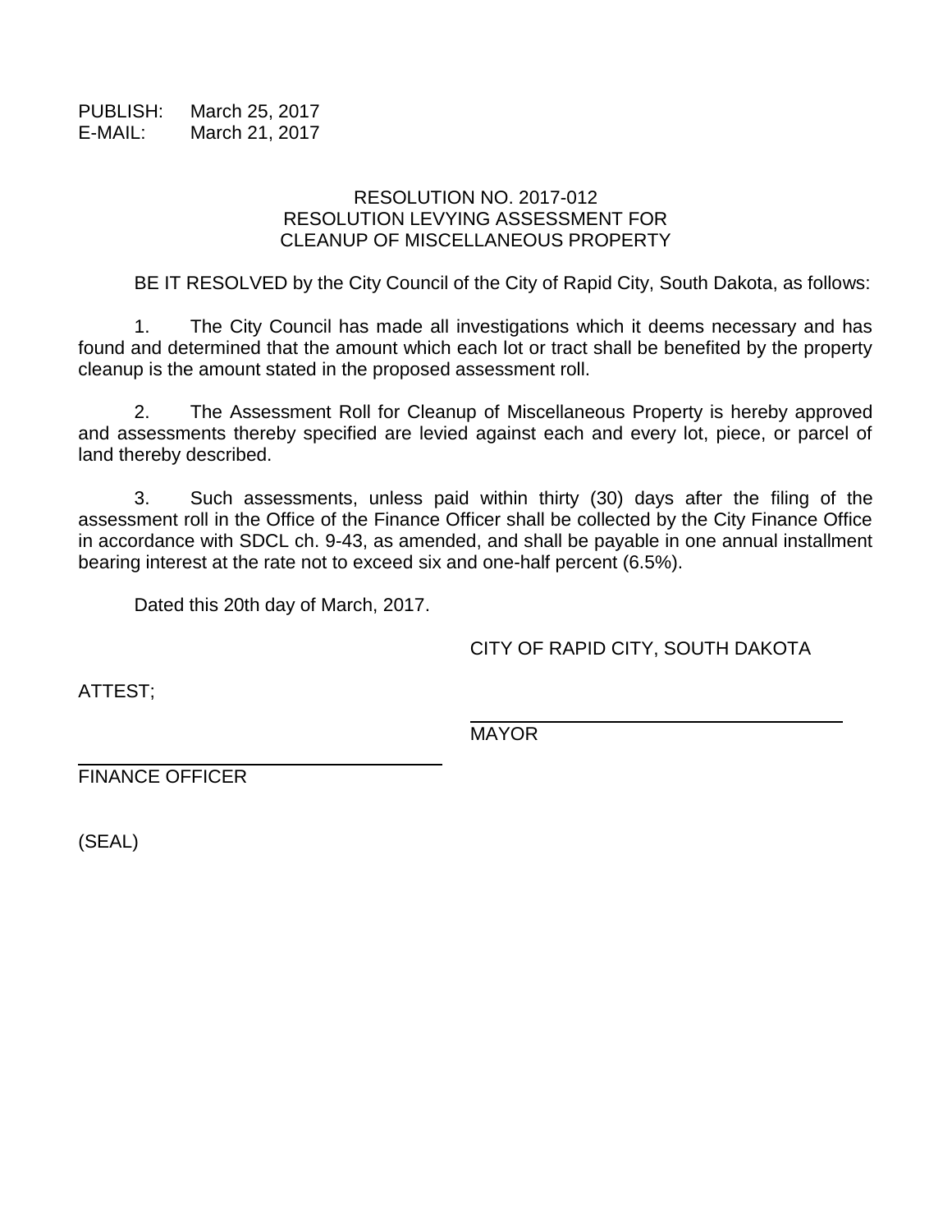PUBLISH: March 25, 2017
E-MAIL: March 21, 2017

# RESOLUTION NO. 2017-012
## RESOLUTION LEVYING ASSESSMENT FOR CLEANUP OF MISCELLANEOUS PROPERTY

BE IT RESOLVED by the City Council of the City of Rapid City, South Dakota, as follows:

1. The City Council has made all investigations which it deems necessary and has found and determined that the amount which each lot or tract shall be benefited by the property cleanup is the amount stated in the proposed assessment roll.

2. The Assessment Roll for Cleanup of Miscellaneous Property is hereby approved and assessments thereby specified are levied against each and every lot, piece, or parcel of land thereby described.

3. Such assessments, unless paid within thirty (30) days after the filing of the assessment roll in the Office of the Finance Officer shall be collected by the City Finance Office in accordance with SDCL ch. 9-43, as amended, and shall be payable in one annual installment bearing interest at the rate not to exceed six and one-half percent (6.5%).

Dated this 20th day of March, 2017.

CITY OF RAPID CITY, SOUTH DAKOTA

ATTEST;

______________________________
MAYOR

______________________________
FINANCE OFFICER

(SEAL)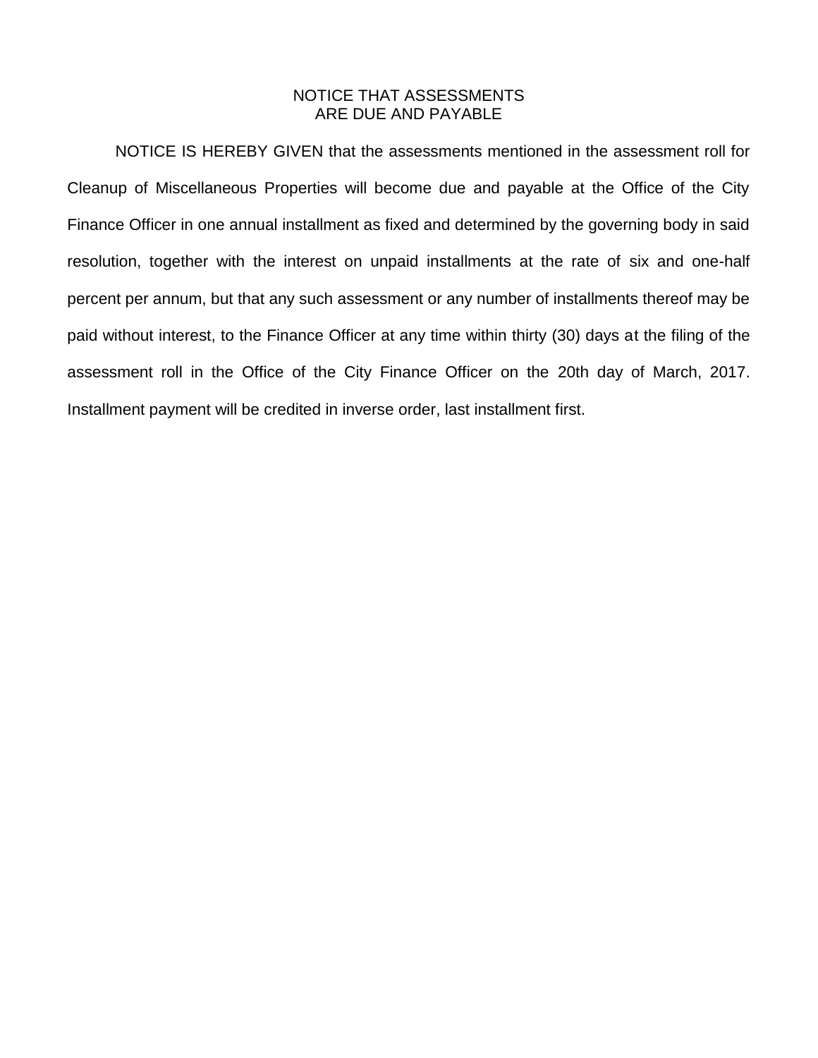# NOTICE THAT ASSESSMENTS ARE DUE AND PAYABLE

NOTICE IS HEREBY GIVEN that the assessments mentioned in the assessment roll for Cleanup of Miscellaneous Properties will become due and payable at the Office of the City Finance Officer in one annual installment as fixed and determined by the governing body in said resolution, together with the interest on unpaid installments at the rate of six and one-half percent per annum, but that any such assessment or any number of installments thereof may be paid without interest, to the Finance Officer at any time within thirty (30) days at the filing of the assessment roll in the Office of the City Finance Officer on the 20th day of March, 2017. Installment payment will be credited in inverse order, last installment first.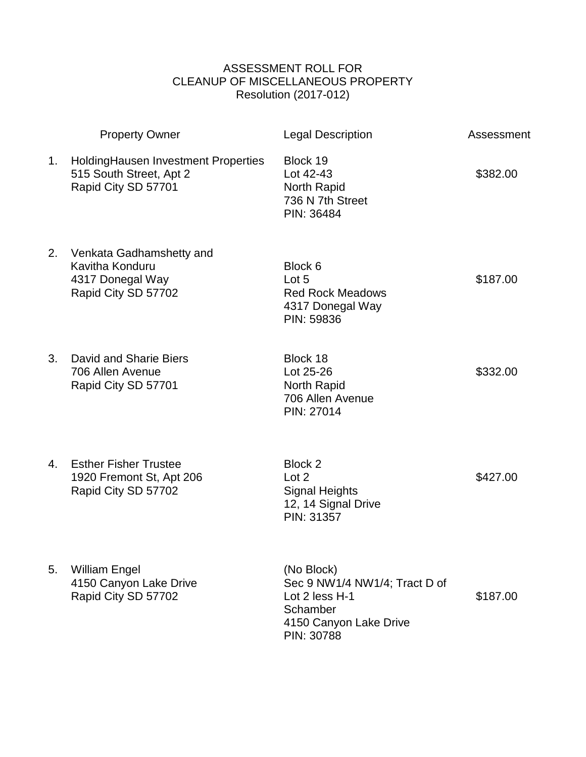# ASSESSMENT ROLL FOR
## CLEANUP OF MISCELLANEOUS PROPERTY
### Resolution (2017-012)

| | Property Owner | Legal Description | Assessment |
|---|---|---|---|
| 1. | HoldingHausen Investment Properties<br>515 South Street, Apt 2<br>Rapid City SD 57701 | Block 19<br>Lot 42-43<br>North Rapid<br>736 N 7th Street<br>PIN: 36484 | $382.00 |
| 2. | Venkata Gadhamshetty and<br>Kavitha Konduru<br>4317 Donegal Way<br>Rapid City SD 57702 | Block 6<br>Lot 5<br>Red Rock Meadows<br>4317 Donegal Way<br>PIN: 59836 | $187.00 |
| 3. | David and Sharie Biers<br>706 Allen Avenue<br>Rapid City SD 57701 | Block 18<br>Lot 25-26<br>North Rapid<br>706 Allen Avenue<br>PIN: 27014 | $332.00 |
| 4. | Esther Fisher Trustee<br>1920 Fremont St, Apt 206<br>Rapid City SD 57702 | Block 2<br>Lot 2<br>Signal Heights<br>12, 14 Signal Drive<br>PIN: 31357 | $427.00 |
| 5. | William Engel<br>4150 Canyon Lake Drive<br>Rapid City SD 57702 | (No Block)<br>Sec 9 NW1/4 NW1/4; Tract D of<br>Lot 2 less H-1<br>Schamber<br>4150 Canyon Lake Drive<br>PIN: 30788 | $187.00 |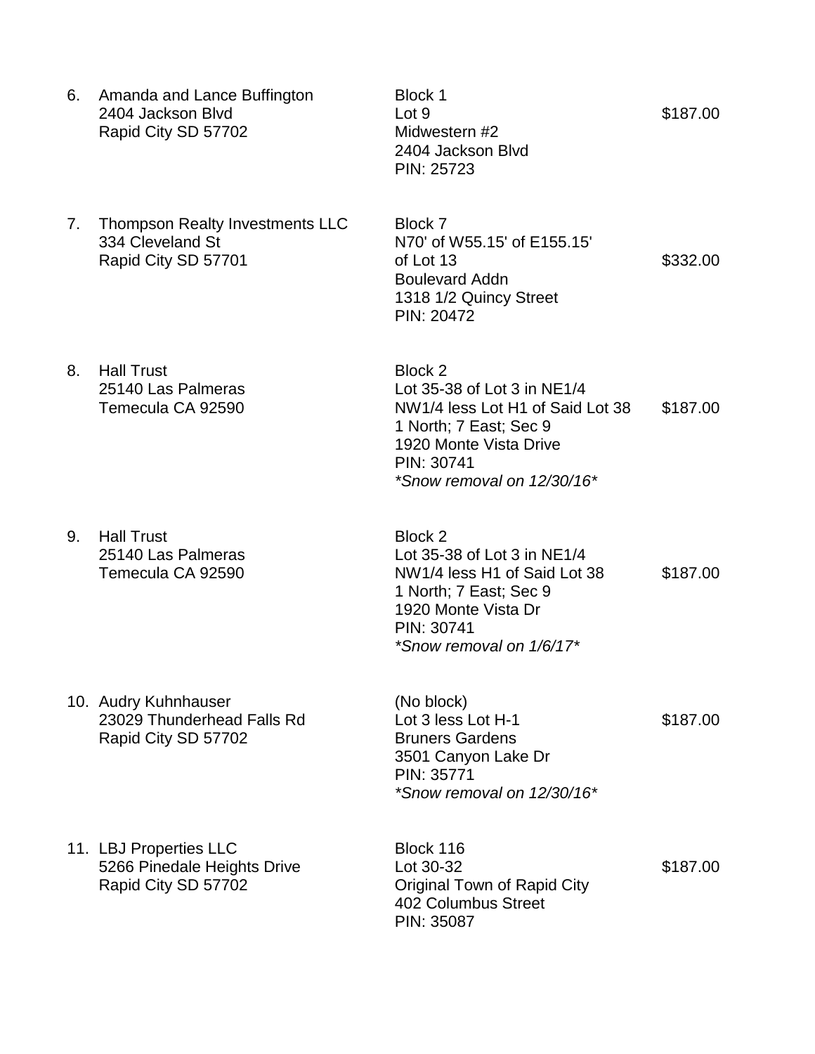| No. | Owner | Property Description | Amount |
|---|---|---|---|
| 6. | Amanda and Lance Buffington<br>2404 Jackson Blvd<br>Rapid City SD 57702 | Block 1<br>Lot 9<br>Midwestern #2<br>2404 Jackson Blvd<br>PIN: 25723 | $187.00 |
| 7. | Thompson Realty Investments LLC<br>334 Cleveland St<br>Rapid City SD 57701 | Block 7<br>N70' of W55.15' of E155.15'<br>of Lot 13<br>Boulevard Addn<br>1318 1/2 Quincy Street<br>PIN: 20472 | $332.00 |
| 8. | Hall Trust<br>25140 Las Palmeras<br>Temecula CA 92590 | Block 2<br>Lot 35-38 of Lot 3 in NE1/4<br>NW1/4 less Lot H1 of Said Lot 38<br>1 North; 7 East; Sec 9<br>1920 Monte Vista Drive<br>PIN: 30741<br>*Snow removal on 12/30/16* | $187.00 |
| 9. | Hall Trust<br>25140 Las Palmeras<br>Temecula CA 92590 | Block 2<br>Lot 35-38 of Lot 3 in NE1/4<br>NW1/4 less H1 of Said Lot 38<br>1 North; 7 East; Sec 9<br>1920 Monte Vista Dr<br>PIN: 30741<br>*Snow removal on 1/6/17* | $187.00 |
| 10. | Audry Kuhnhauser<br>23029 Thunderhead Falls Rd<br>Rapid City SD 57702 | (No block)<br>Lot 3 less Lot H-1<br>Bruners Gardens<br>3501 Canyon Lake Dr<br>PIN: 35771<br>*Snow removal on 12/30/16* | $187.00 |
| 11. | LBJ Properties LLC<br>5266 Pinedale Heights Drive<br>Rapid City SD 57702 | Block 116<br>Lot 30-32<br>Original Town of Rapid City<br>402 Columbus Street<br>PIN: 35087 | $187.00 |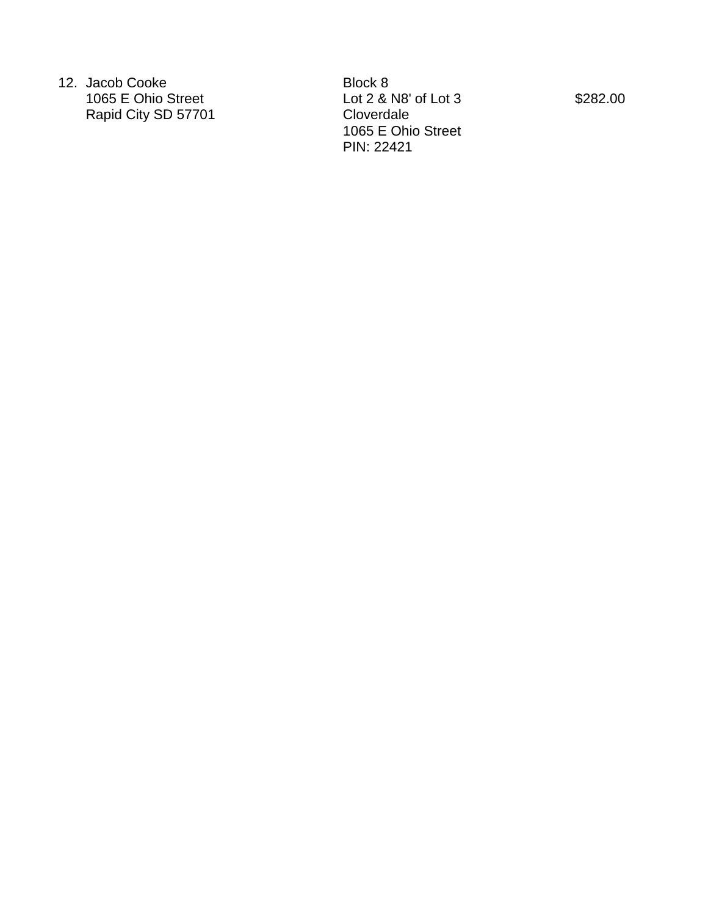| | | |
|---|---|---|
| 12. Jacob Cooke<br>1065 E Ohio Street<br>Rapid City SD 57701 | Block 8<br>Lot 2 & N8' of Lot 3<br>Cloverdale<br>1065 E Ohio Street<br>PIN: 22421 | $282.00 |